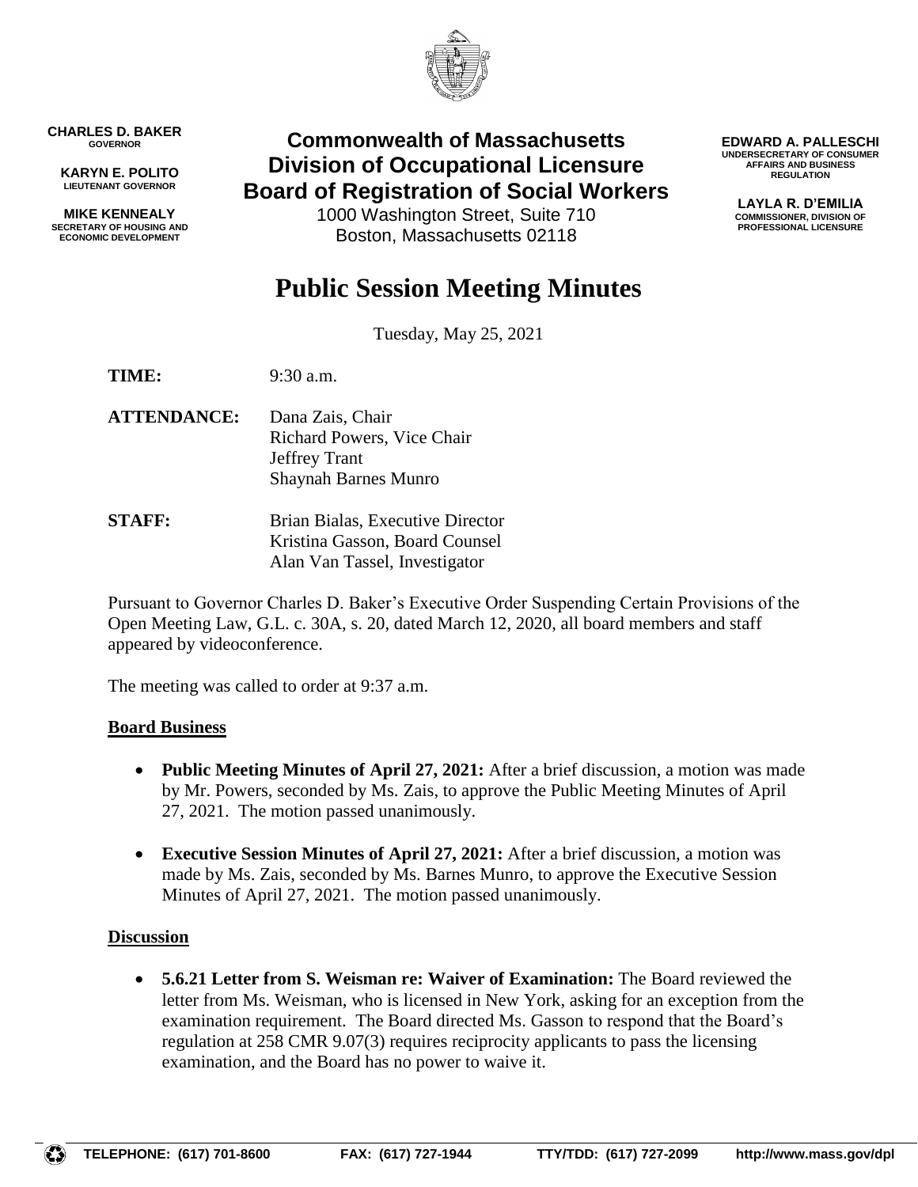**CHARLES D. BAKER**
GOVERNOR

**KARYN E. POLITO**
LIEUTENANT GOVERNOR

**MIKE KENNEALY**
SECRETARY OF HOUSING AND ECONOMIC DEVELOPMENT

**Commonwealth of Massachusetts**
**Division of Occupational Licensure**
**Board of Registration of Social Workers**
1000 Washington Street, Suite 710
Boston, Massachusetts 02118

**EDWARD A. PALLESCHI**
UNDERSECRETARY OF CONSUMER AFFAIRS AND BUSINESS REGULATION

**LAYLA R. D'EMILIA**
COMMISSIONER, DIVISION OF PROFESSIONAL LICENSURE

# Public Session Meeting Minutes

Tuesday, May 25, 2021

**TIME:** 9:30 a.m.

**ATTENDANCE:** Dana Zais, Chair
Richard Powers, Vice Chair
Jeffrey Trant
Shaynah Barnes Munro

**STAFF:** Brian Bialas, Executive Director
Kristina Gasson, Board Counsel
Alan Van Tassel, Investigator

Pursuant to Governor Charles D. Baker's Executive Order Suspending Certain Provisions of the Open Meeting Law, G.L. c. 30A, s. 20, dated March 12, 2020, all board members and staff appeared by videoconference.

The meeting was called to order at 9:37 a.m.

## Board Business

- **Public Meeting Minutes of April 27, 2021:** After a brief discussion, a motion was made by Mr. Powers, seconded by Ms. Zais, to approve the Public Meeting Minutes of April 27, 2021. The motion passed unanimously.
- **Executive Session Minutes of April 27, 2021:** After a brief discussion, a motion was made by Ms. Zais, seconded by Ms. Barnes Munro, to approve the Executive Session Minutes of April 27, 2021. The motion passed unanimously.

## Discussion

- **5.6.21 Letter from S. Weisman re: Waiver of Examination:** The Board reviewed the letter from Ms. Weisman, who is licensed in New York, asking for an exception from the examination requirement. The Board directed Ms. Gasson to respond that the Board's regulation at 258 CMR 9.07(3) requires reciprocity applicants to pass the licensing examination, and the Board has no power to waive it.

TELEPHONE: (617) 701-8600 FAX: (617) 727-1944 TTY/TDD: (617) 727-2099 http://www.mass.gov/dpl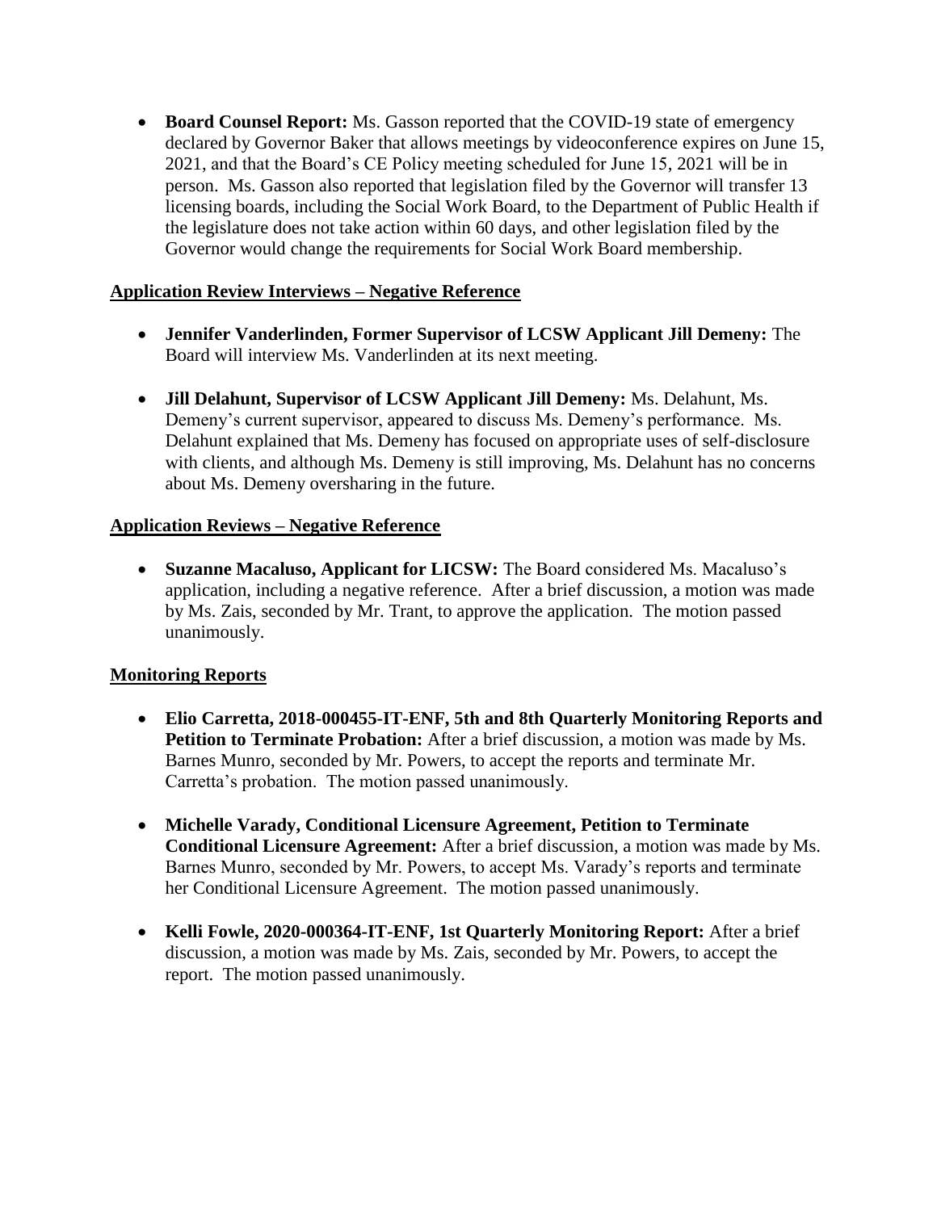- **Board Counsel Report:** Ms. Gasson reported that the COVID-19 state of emergency declared by Governor Baker that allows meetings by videoconference expires on June 15, 2021, and that the Board's CE Policy meeting scheduled for June 15, 2021 will be in person. Ms. Gasson also reported that legislation filed by the Governor will transfer 13 licensing boards, including the Social Work Board, to the Department of Public Health if the legislature does not take action within 60 days, and other legislation filed by the Governor would change the requirements for Social Work Board membership.

## Application Review Interviews – Negative Reference

- **Jennifer Vanderlinden, Former Supervisor of LCSW Applicant Jill Demeny:** The Board will interview Ms. Vanderlinden at its next meeting.

- **Jill Delahunt, Supervisor of LCSW Applicant Jill Demeny:** Ms. Delahunt, Ms. Demeny's current supervisor, appeared to discuss Ms. Demeny's performance. Ms. Delahunt explained that Ms. Demeny has focused on appropriate uses of self-disclosure with clients, and although Ms. Demeny is still improving, Ms. Delahunt has no concerns about Ms. Demeny oversharing in the future.

## Application Reviews – Negative Reference

- **Suzanne Macaluso, Applicant for LICSW:** The Board considered Ms. Macaluso's application, including a negative reference. After a brief discussion, a motion was made by Ms. Zais, seconded by Mr. Trant, to approve the application. The motion passed unanimously.

## Monitoring Reports

- **Elio Carretta, 2018-000455-IT-ENF, 5th and 8th Quarterly Monitoring Reports and Petition to Terminate Probation:** After a brief discussion, a motion was made by Ms. Barnes Munro, seconded by Mr. Powers, to accept the reports and terminate Mr. Carretta's probation. The motion passed unanimously.

- **Michelle Varady, Conditional Licensure Agreement, Petition to Terminate Conditional Licensure Agreement:** After a brief discussion, a motion was made by Ms. Barnes Munro, seconded by Mr. Powers, to accept Ms. Varady's reports and terminate her Conditional Licensure Agreement. The motion passed unanimously.

- **Kelli Fowle, 2020-000364-IT-ENF, 1st Quarterly Monitoring Report:** After a brief discussion, a motion was made by Ms. Zais, seconded by Mr. Powers, to accept the report. The motion passed unanimously.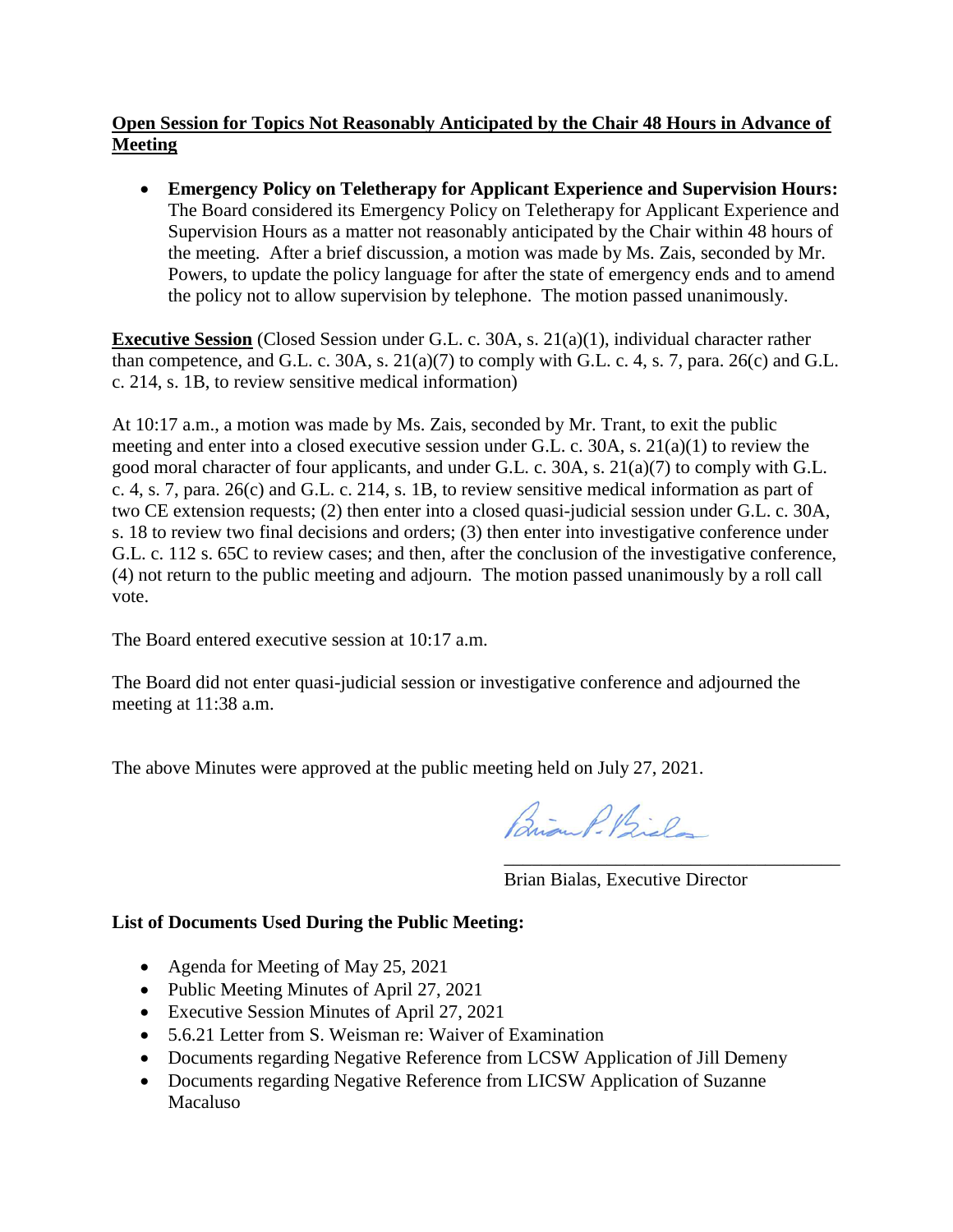**Open Session for Topics Not Reasonably Anticipated by the Chair 48 Hours in Advance of Meeting**

- **Emergency Policy on Teletherapy for Applicant Experience and Supervision Hours:** The Board considered its Emergency Policy on Teletherapy for Applicant Experience and Supervision Hours as a matter not reasonably anticipated by the Chair within 48 hours of the meeting. After a brief discussion, a motion was made by Ms. Zais, seconded by Mr. Powers, to update the policy language for after the state of emergency ends and to amend the policy not to allow supervision by telephone. The motion passed unanimously.

**Executive Session** (Closed Session under G.L. c. 30A, s. 21(a)(1), individual character rather than competence, and G.L. c. 30A, s. 21(a)(7) to comply with G.L. c. 4, s. 7, para. 26(c) and G.L. c. 214, s. 1B, to review sensitive medical information)

At 10:17 a.m., a motion was made by Ms. Zais, seconded by Mr. Trant, to exit the public meeting and enter into a closed executive session under G.L. c. 30A, s. 21(a)(1) to review the good moral character of four applicants, and under G.L. c. 30A, s. 21(a)(7) to comply with G.L. c. 4, s. 7, para. 26(c) and G.L. c. 214, s. 1B, to review sensitive medical information as part of two CE extension requests; (2) then enter into a closed quasi-judicial session under G.L. c. 30A, s. 18 to review two final decisions and orders; (3) then enter into investigative conference under G.L. c. 112 s. 65C to review cases; and then, after the conclusion of the investigative conference, (4) not return to the public meeting and adjourn. The motion passed unanimously by a roll call vote.

The Board entered executive session at 10:17 a.m.

The Board did not enter quasi-judicial session or investigative conference and adjourned the meeting at 11:38 a.m.

The above Minutes were approved at the public meeting held on July 27, 2021.

Brian Bialas, Executive Director

**List of Documents Used During the Public Meeting:**

- Agenda for Meeting of May 25, 2021
- Public Meeting Minutes of April 27, 2021
- Executive Session Minutes of April 27, 2021
- 5.6.21 Letter from S. Weisman re: Waiver of Examination
- Documents regarding Negative Reference from LCSW Application of Jill Demeny
- Documents regarding Negative Reference from LICSW Application of Suzanne Macaluso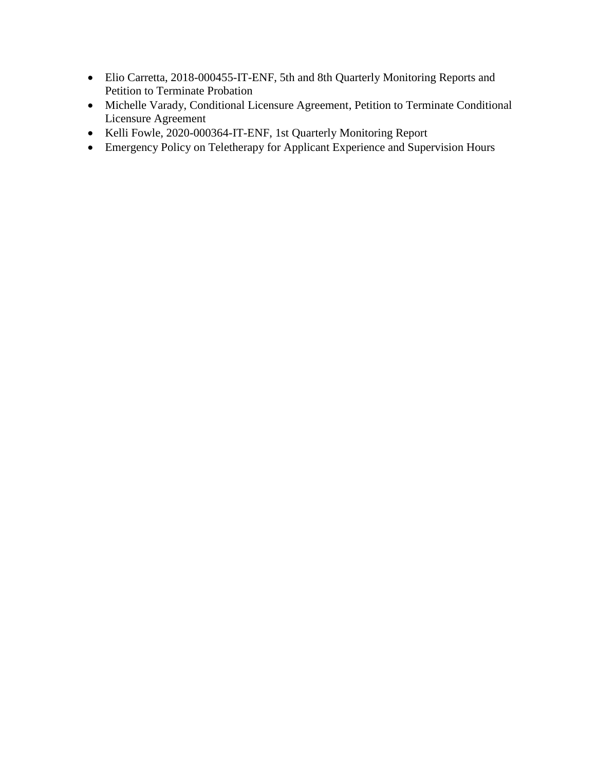- Elio Carretta, 2018-000455-IT-ENF, 5th and 8th Quarterly Monitoring Reports and Petition to Terminate Probation
- Michelle Varady, Conditional Licensure Agreement, Petition to Terminate Conditional Licensure Agreement
- Kelli Fowle, 2020-000364-IT-ENF, 1st Quarterly Monitoring Report
- Emergency Policy on Teletherapy for Applicant Experience and Supervision Hours